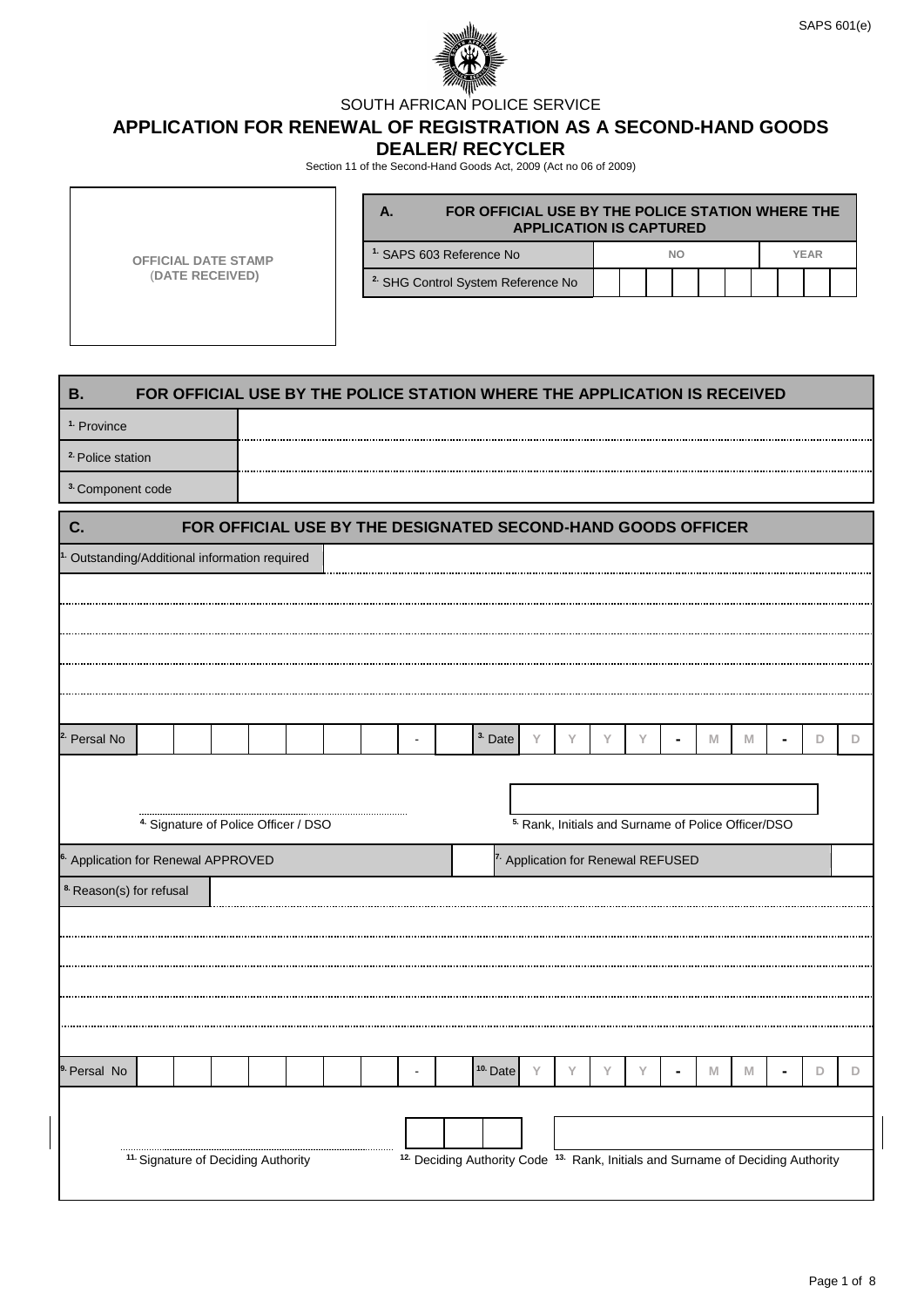SAPS 601(e)

SOUTH AFRICAN POLICE SERVICE

# APPLICATION FOR RENEWAL OF REGISTRATION AS A SECOND-HAND GOODS DEALER/ RECYCLER

Section 11 of the Second-Hand Goods Act, 2009 (Act no 06 of 2009)

OFFICIAL DATE STAMP (DATE RECEIVED)

| A. FOR OFFICIAL USE BY THE POLICE STATION WHERE THE APPLICATION IS CAPTURED | | |
|---|---|---|
| 1. SAPS 603 Reference No | NO | YEAR |
| 2. SHG Control System Reference No | | |

| B. FOR OFFICIAL USE BY THE POLICE STATION WHERE THE APPLICATION IS RECEIVED | |
|---|---|
| 1. Province | |
| 2. Police station | |
| 3. Component code | |

## C. FOR OFFICIAL USE BY THE DESIGNATED SECOND-HAND GOODS OFFICER

1. Outstanding/Additional information required

.....................................................................................................

.....................................................................................................

.....................................................................................................

.....................................................................................................

.....................................................................................................

2. Persal No: __ __ __ __ __ __ __ __ - __ &nbsp;&nbsp; 3. Date: Y Y Y Y - M M - D D

..................................................
4. Signature of Police Officer / DSO

5. Rank, Initials and Surname of Police Officer/DSO

| 6. Application for Renewal APPROVED | | 7. Application for Renewal REFUSED | |
|---|---|---|---|

8. Reason(s) for refusal

.....................................................................................................

.....................................................................................................

.....................................................................................................

.....................................................................................................

.....................................................................................................

9. Persal No: __ __ __ __ __ __ __ __ - __ &nbsp;&nbsp; 10. Date: Y Y Y Y - M M - D D

..................................................
11. Signature of Deciding Authority

12. Deciding Authority Code

13. Rank, Initials and Surname of Deciding Authority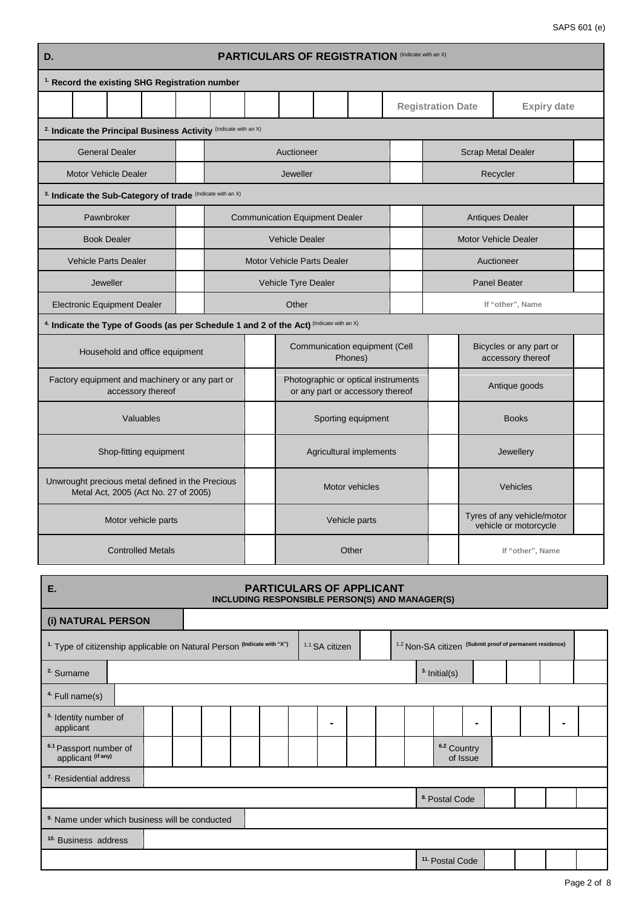SAPS 601 (e)

## D. PARTICULARS OF REGISTRATION (Indicate with an X)

**1. Record the existing SHG Registration number**

| | | | | | | | | | | Registration Date | Expiry date |
|---|---|---|---|---|---|---|---|---|---|---|---|

**2. Indicate the Principal Business Activity** (Indicate with an X)

| | | | | | |
|---|---|---|---|---|---|
| General Dealer | | Auctioneer | | Scrap Metal Dealer | |
| Motor Vehicle Dealer | | Jeweller | | Recycler | |

**3. Indicate the Sub-Category of trade** (Indicate with an X)

| | | | | | |
|---|---|---|---|---|---|
| Pawnbroker | | Communication Equipment Dealer | | Antiques Dealer | |
| Book Dealer | | Vehicle Dealer | | Motor Vehicle Dealer | |
| Vehicle Parts Dealer | | Motor Vehicle Parts Dealer | | Auctioneer | |
| Jeweller | | Vehicle Tyre Dealer | | Panel Beater | |
| Electronic Equipment Dealer | | Other | | If "other", Name | |

**4. Indicate the Type of Goods (as per Schedule 1 and 2 of the Act)** (Indicate with an X)

| | | | | | |
|---|---|---|---|---|---|
| Household and office equipment | | Communication equipment (Cell Phones) | | Bicycles or any part or accessory thereof | |
| Factory equipment and machinery or any part or accessory thereof | | Photographic or optical instruments or any part or accessory thereof | | Antique goods | |
| Valuables | | Sporting equipment | | Books | |
| Shop-fitting equipment | | Agricultural implements | | Jewellery | |
| Unwrought precious metal defined in the Precious Metal Act, 2005 (Act No. 27 of 2005) | | Motor vehicles | | Vehicles | |
| Motor vehicle parts | | Vehicle parts | | Tyres of any vehicle/motor vehicle or motorcycle | |
| Controlled Metals | | Other | | If "other", Name | |

## E. PARTICULARS OF APPLICANT
### INCLUDING RESPONSIBLE PERSON(S) AND MANAGER(S)

**(i) NATURAL PERSON**

| | | | | |
|---|---|---|---|---|
| 1. Type of citizenship applicable on Natural Person (Indicate with "X") | 1.1 SA citizen | | 1.2 Non-SA citizen (Submit proof of permanent residence) | |

| | | | |
|---|---|---|---|
| 2. Surname | | 3. Initial(s) | |
| 4. Full name(s) | | | |
| 5. Identity number of applicant | - - - | | |
| 6.1 Passport number of applicant (if any) | | 6.2 Country of Issue | |
| 7. Residential address | | | |
| | | 8. Postal Code | |
| 9. Name under which business will be conducted | | | |
| 10. Business address | | | |
| | | 11. Postal Code | |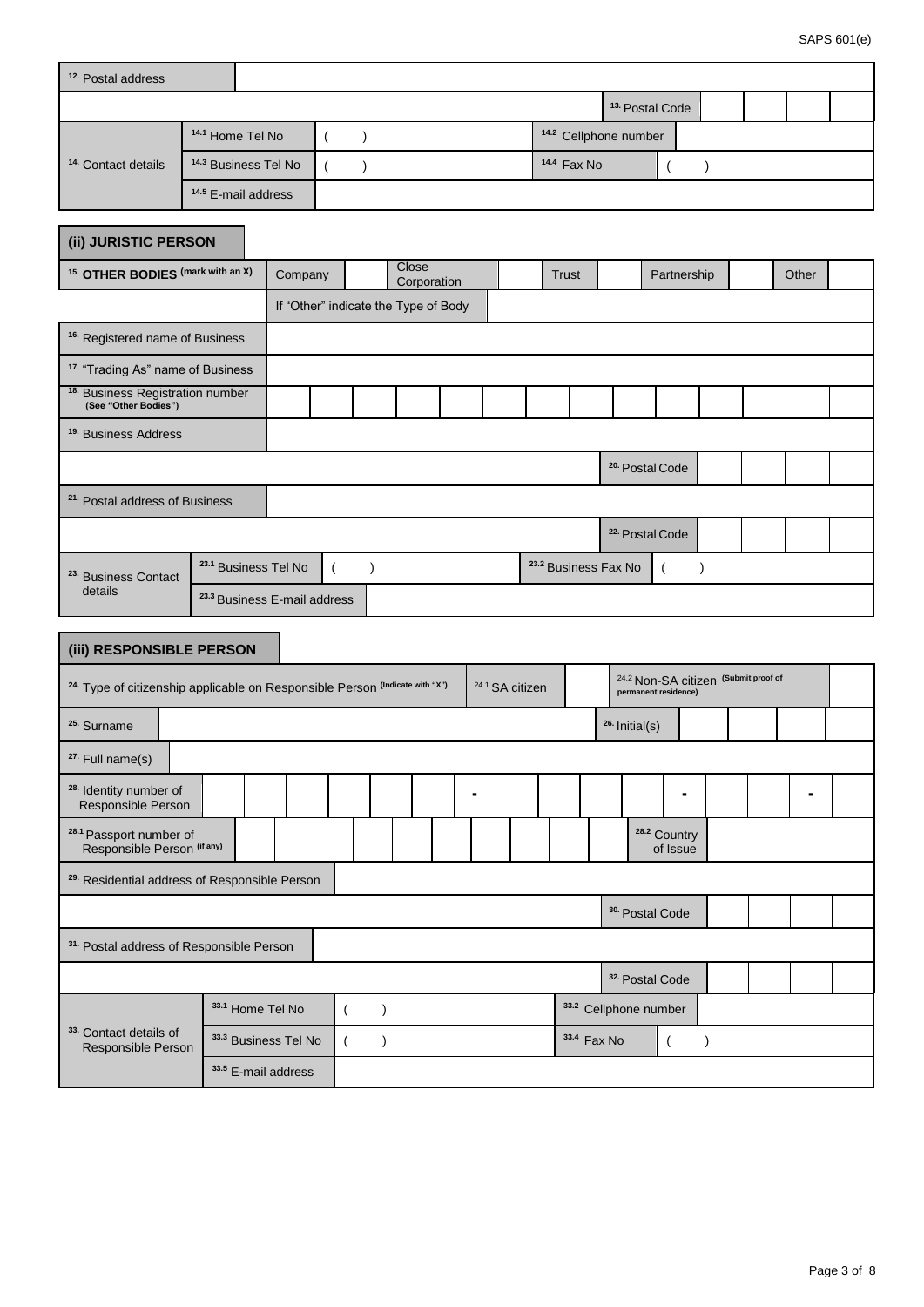| [12.] Postal address | | | |
|---|---|---|---|
| | | [13.] Postal Code | |
| [14.] Contact details | [14.1] Home Tel No | ( ) | [14.2] Cellphone number | |
| | [14.3] Business Tel No | ( ) | [14.4] Fax No | ( ) |
| | [14.5] E-mail address | | | |

## (ii) JURISTIC PERSON

| [15.] OTHER BODIES (mark with an X) | Company | | Close Corporation | | Trust | | Partnership | | Other | |
|---|---|---|---|---|---|---|---|---|---|---|
| | If "Other" indicate the Type of Body | | | | | | | | | |
| [16.] Registered name of Business | | | | | | | | | | |
| [17.] "Trading As" name of Business | | | | | | | | | | |
| [18.] Business Registration number (See "Other Bodies") | | | | | | | | | | |
| [19.] Business Address | | | | | | | | | | |
| | | | | | | | [20.] Postal Code | | | |
| [21.] Postal address of Business | | | | | | | | | | |
| | | | | | | | [22.] Postal Code | | | |
| [23.] Business Contact details | [23.1] Business Tel No | ( ) | | | [23.2] Business Fax No | ( ) | | | | |
| | [23.3] Business E-mail address | | | | | | | | | |

## (iii) RESPONSIBLE PERSON

| [24.] Type of citizenship applicable on Responsible Person (Indicate with "X") | [24.1] SA citizen | | [24.2] Non-SA citizen (Submit proof of permanent residence) | |
|---|---|---|---|---|
| [25.] Surname | | | [26.] Initial(s) | |
| [27.] Full name(s) | | | | |
| [28.] Identity number of Responsible Person | - | - | - | |
| [28.1] Passport number of Responsible Person (if any) | | | [28.2] Country of Issue | |
| [29.] Residential address of Responsible Person | | | | |
| | | | [30.] Postal Code | |
| [31.] Postal address of Responsible Person | | | | |
| | | | [32.] Postal Code | |
| [33.] Contact details of Responsible Person | [33.1] Home Tel No ( ) | | [33.2] Cellphone number | |
| | [33.3] Business Tel No ( ) | | [33.4] Fax No | ( ) |
| | [33.5] E-mail address | | | |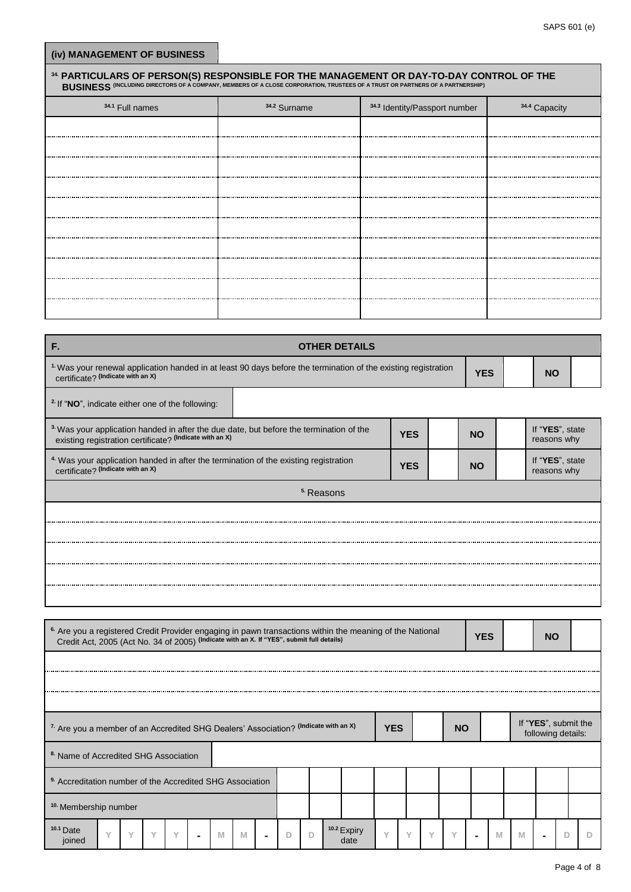## (iv) MANAGEMENT OF BUSINESS

**34. PARTICULARS OF PERSON(S) RESPONSIBLE FOR THE MANAGEMENT OR DAY-TO-DAY CONTROL OF THE BUSINESS** (INCLUDING DIRECTORS OF A COMPANY, MEMBERS OF A CLOSE CORPORATION, TRUSTEES OF A TRUST OR PARTNERS OF A PARTNERSHIP)

| 34.1 Full names | 34.2 Surname | 34.3 Identity/Passport number | 34.4 Capacity |
|---|---|---|---|
| | | | |
| | | | |
| | | | |
| | | | |
| | | | |
| | | | |
| | | | |
| | | | |
| | | | |
| | | | |

## F. OTHER DETAILS

| | | | | | |
|---|---|---|---|---|---|
| 1. Was your renewal application handed in at least 90 days before the termination of the existing registration certificate? (Indicate with an X) | YES | | NO | | |
| 2. If "NO", indicate either one of the following: | | | | | |
| 3. Was your application handed in after the due date, but before the termination of the existing registration certificate? (Indicate with an X) | YES | | NO | | If "YES", state reasons why |
| 4. Was your application handed in after the termination of the existing registration certificate? (Indicate with an X) | YES | | NO | | If "YES", state reasons why |

| 5. Reasons |
|---|
| |
| |
| |
| |
| |

| | | | | |
|---|---|---|---|---|
| 6. Are you a registered Credit Provider engaging in pawn transactions within the meaning of the National Credit Act, 2005 (Act No. 34 of 2005) (Indicate with an X. If "YES", submit full details) | YES | | NO | |
| | | | | |
| | | | | |

| | | | | | |
|---|---|---|---|---|---|
| 7. Are you a member of an Accredited SHG Dealers' Association? (Indicate with an X) | YES | | NO | | If "YES", submit the following details: |
| 8. Name of Accredited SHG Association | | | | | |
| 9. Accreditation number of the Accredited SHG Association | | | | | |
| 10. Membership number | | | | | |

| 10.1 Date joined | Y | Y | Y | Y | - | M | M | - | D | D | 10.2 Expiry date | Y | Y | Y | Y | - | M | M | - | D | D |
|---|---|---|---|---|---|---|---|---|---|---|---|---|---|---|---|---|---|---|---|---|---|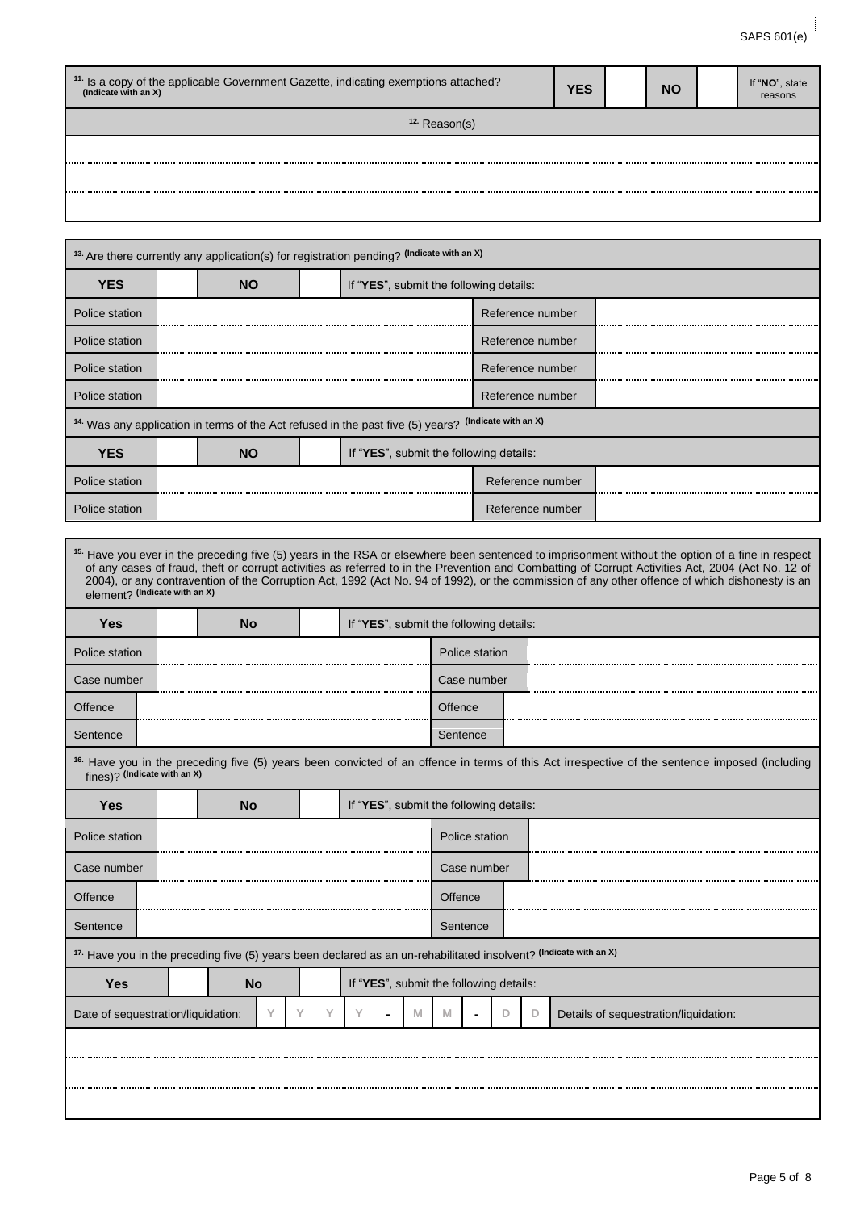| [11] Is a copy of the applicable Government Gazette, indicating exemptions attached? (Indicate with an X) | YES | | NO | | If "NO", state reasons |
|---|---|---|---|---|---|
| [12] Reason(s) | | | | | |
| | | | | | |
| | | | | | |
| | | | | | |

| [13] Are there currently any application(s) for registration pending? (Indicate with an X) | | | | | |
|---|---|---|---|---|---|
| YES | | NO | | If "YES", submit the following details: | |
| Police station | | | | Reference number | |
| Police station | | | | Reference number | |
| Police station | | | | Reference number | |
| Police station | | | | Reference number | |
| [14] Was any application in terms of the Act refused in the past five (5) years? (Indicate with an X) | | | | | |
| YES | | NO | | If "YES", submit the following details: | |
| Police station | | | | Reference number | |
| Police station | | | | Reference number | |

| [15] Have you ever in the preceding five (5) years in the RSA or elsewhere been sentenced to imprisonment without the option of a fine in respect of any cases of fraud, theft or corrupt activities as referred to in the Prevention and Combatting of Corrupt Activities Act, 2004 (Act No. 12 of 2004), or any contravention of the Corruption Act, 1992 (Act No. 94 of 1992), or the commission of any other offence of which dishonesty is an element? (Indicate with an X) | | | | | |
|---|---|---|---|---|---|
| Yes | | No | | If "YES", submit the following details: | |
| Police station | | | | Police station | |
| Case number | | | | Case number | |
| Offence | | | | Offence | |
| Sentence | | | | Sentence | |
| [16] Have you in the preceding five (5) years been convicted of an offence in terms of this Act irrespective of the sentence imposed (including fines)? (Indicate with an X) | | | | | |
| Yes | | No | | If "YES", submit the following details: | |
| Police station | | | | Police station | |
| Case number | | | | Case number | |
| Offence | | | | Offence | |
| Sentence | | | | Sentence | |
| [17] Have you in the preceding five (5) years been declared as an un-rehabilitated insolvent? (Indicate with an X) | | | | | |
| Yes | | No | | If "YES", submit the following details: | |
| Date of sequestration/liquidation: | Y Y Y Y - M M - D D | | | Details of sequestration/liquidation: | |
| | | | | | |
| | | | | | |
| | | | | | |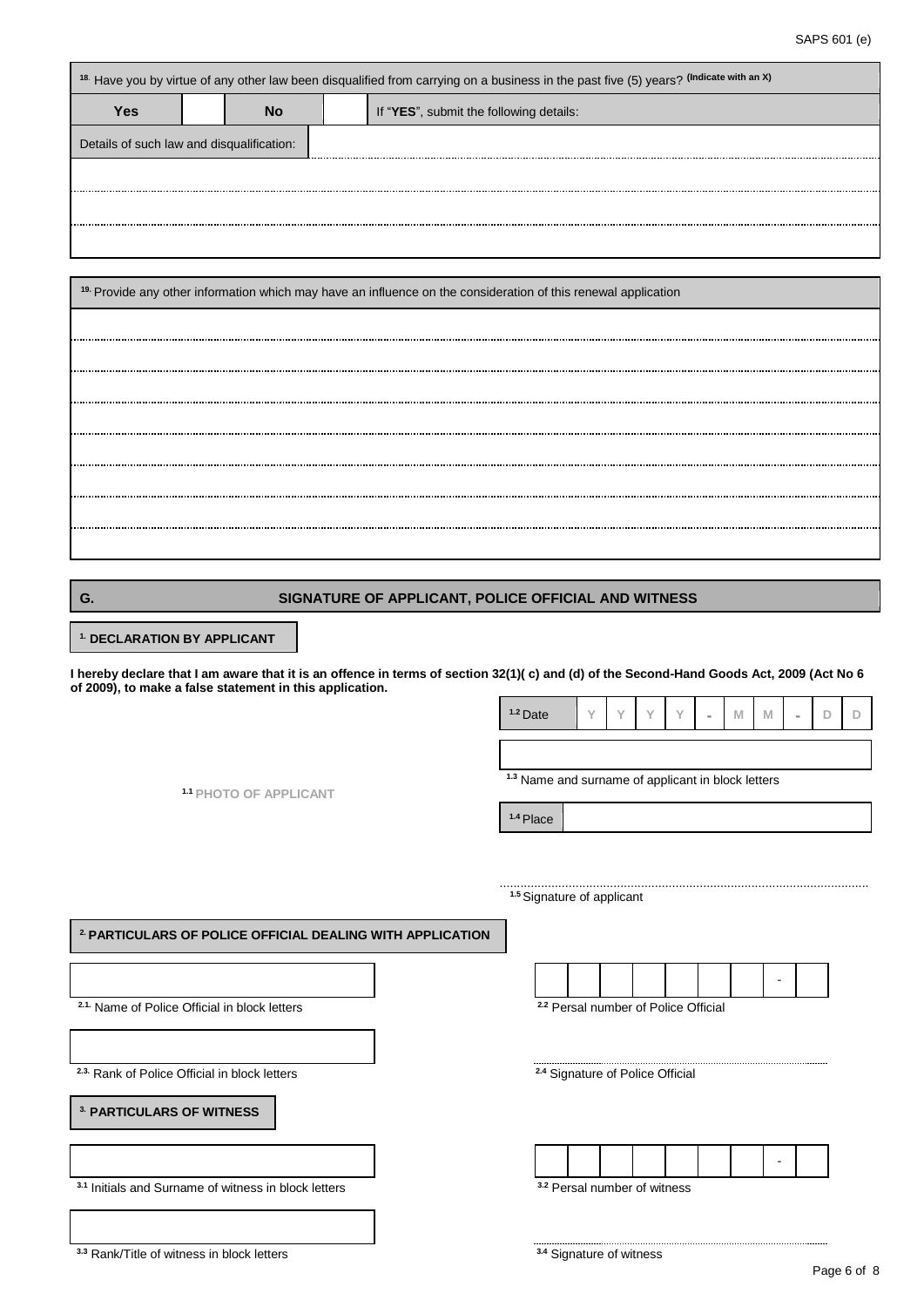| [18] Have you by virtue of any other law been disqualified from carrying on a business in the past five (5) years? (Indicate with an X) | | | | |
|---|---|---|---|---|
| **Yes** | | **No** | | If "**YES**", submit the following details: |
| Details of such law and disqualification: | | | | |
| | | | | |
| | | | | |
| | | | | |

| [19] Provide any other information which may have an influence on the consideration of this renewal application |
|---|
| |
| |
| |
| |
| |
| |
| |
| |

## G. SIGNATURE OF APPLICANT, POLICE OFFICIAL AND WITNESS

### [1] DECLARATION BY APPLICANT

**I hereby declare that I am aware that it is an offence in terms of section 32(1)( c) and (d) of the Second-Hand Goods Act, 2009 (Act No 6 of 2009), to make a false statement in this application.**

[1.1] PHOTO OF APPLICANT

| [1.2] Date | Y | Y | Y | Y | - | M | M | - | D | D |
|---|---|---|---|---|---|---|---|---|---|---|

[1.3] Name and surname of applicant in block letters

[1.4] Place

..........................................................................................................
[1.5] Signature of applicant

### [2] PARTICULARS OF POLICE OFFICIAL DEALING WITH APPLICATION

[2.1] Name of Police Official in block letters

| | | | | | | | - | |
|---|---|---|---|---|---|---|---|---|

[2.2] Persal number of Police Official

[2.3] Rank of Police Official in block letters

..........................................................................................................
[2.4] Signature of Police Official

### [3] PARTICULARS OF WITNESS

[3.1] Initials and Surname of witness in block letters

| | | | | | | | - | |
|---|---|---|---|---|---|---|---|---|

[3.2] Persal number of witness

[3.3] Rank/Title of witness in block letters

..........................................................................................................
[3.4] Signature of witness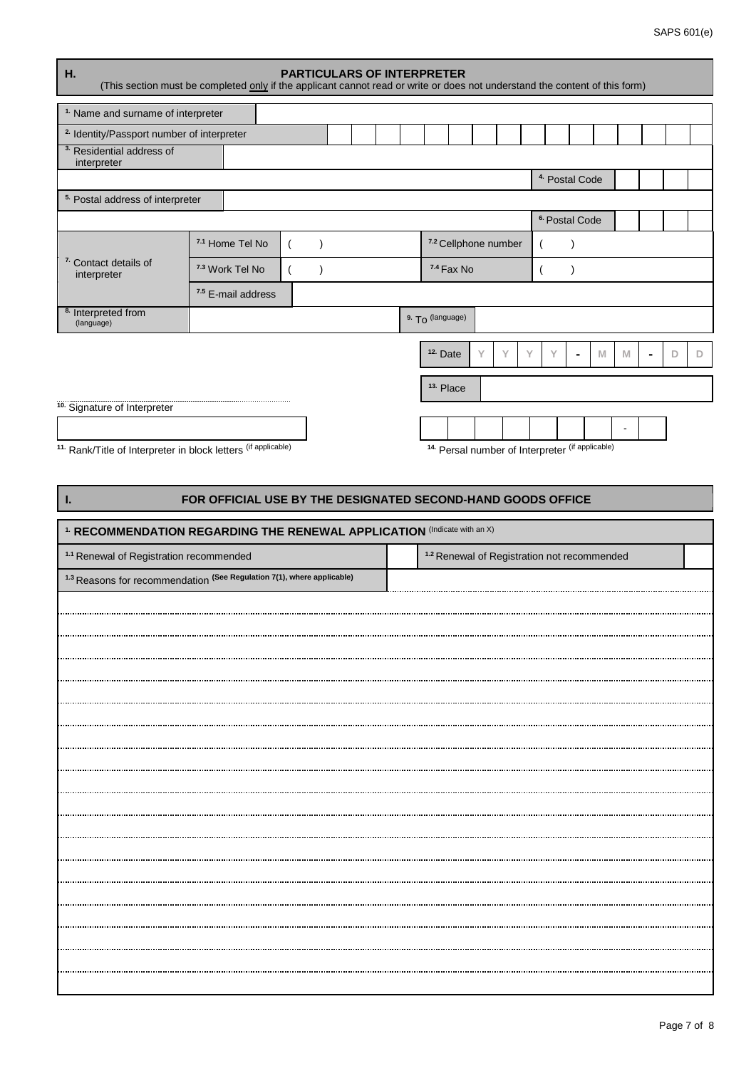SAPS 601(e)

## H. PARTICULARS OF INTERPRETER

(This section must be completed only if the applicant cannot read or write or does not understand the content of this form)

| | | | |
|---|---|---|---|
| 1. Name and surname of interpreter | | | |
| 2. Identity/Passport number of interpreter | | | |
| 3. Residential address of interpreter | | | |
| | | 4. Postal Code | |
| 5. Postal address of interpreter | | | |
| | | 6. Postal Code | |

| | | | | |
|---|---|---|---|---|
| 7. Contact details of interpreter | 7.1 Home Tel No | ( ) | 7.2 Cellphone number | ( ) |
| | 7.3 Work Tel No | ( ) | 7.4 Fax No | ( ) |
| | 7.5 E-mail address | | | |
| 8. Interpreted from (language) | | | 9. To (language) | |

| | |
|---|---|
| 12. Date | Y Y Y Y - M M - D D |
| 13. Place | |

10. Signature of Interpreter

11. Rank/Title of Interpreter in block letters (if applicable)

14. Persal number of Interpreter (if applicable) _ _ _ _ _ _ _ - _

## I. FOR OFFICIAL USE BY THE DESIGNATED SECOND-HAND GOODS OFFICE

### 1. RECOMMENDATION REGARDING THE RENEWAL APPLICATION (Indicate with an X)

| | | | |
|---|---|---|---|
| 1.1 Renewal of Registration recommended | | 1.2 Renewal of Registration not recommended | |

1.3 Reasons for recommendation (See Regulation 7(1), where applicable)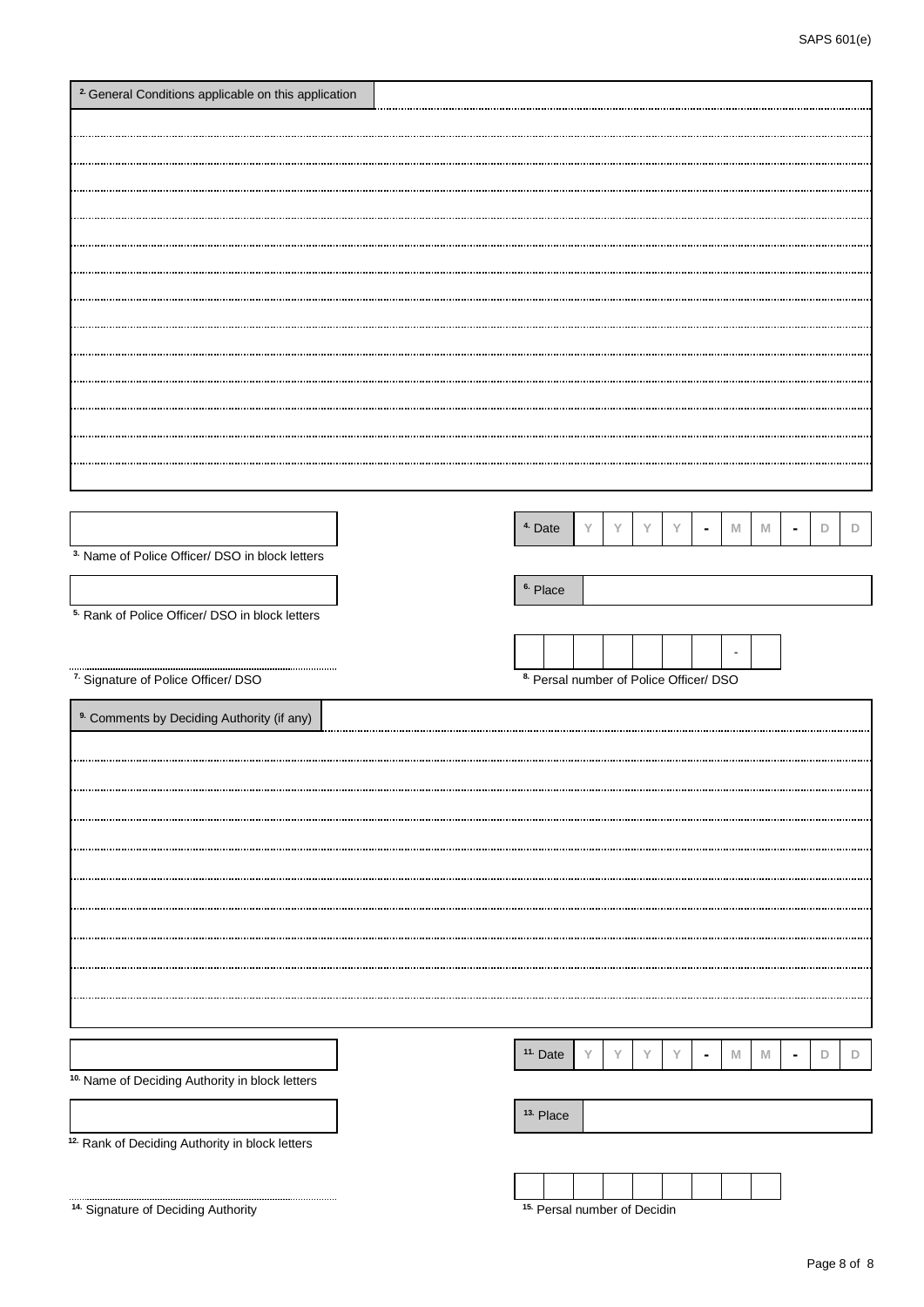**2. General Conditions applicable on this application**

..............................................................................................................................................................................

..............................................................................................................................................................................

..............................................................................................................................................................................

..............................................................................................................................................................................

..............................................................................................................................................................................

..............................................................................................................................................................................

..............................................................................................................................................................................

..............................................................................................................................................................................

..............................................................................................................................................................................

..............................................................................................................................................................................

..............................................................................................................................................................................

..............................................................................................................................................................................

..............................................................................................................................................................................

| | |
|---|---|
| 3. Name of Police Officer/ DSO in block letters: | 4. Date: Y Y Y Y - M M - D D |
| 5. Rank of Police Officer/ DSO in block letters: | 6. Place: |
| 7. Signature of Police Officer/ DSO: .............................. | 8. Persal number of Police Officer/ DSO: _ _ _ _ _ _ _ _ - _ |

**9. Comments by Deciding Authority (if any)**

..............................................................................................................................................................................

..............................................................................................................................................................................

..............................................................................................................................................................................

..............................................................................................................................................................................

..............................................................................................................................................................................

..............................................................................................................................................................................

..............................................................................................................................................................................

..............................................................................................................................................................................

..............................................................................................................................................................................

| | |
|---|---|
| 10. Name of Deciding Authority in block letters: | 11. Date: Y Y Y Y - M M - D D |
| 12. Rank of Deciding Authority in block letters: | 13. Place: |
| 14. Signature of Deciding Authority: .............................. | 15. Persal number of Decidin: _ _ _ _ _ _ _ _ _ _ |